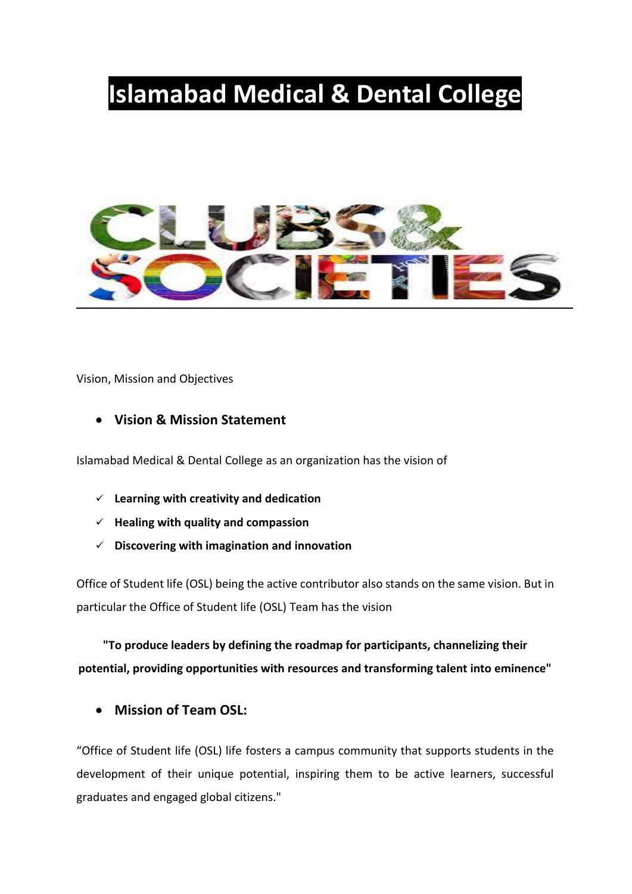# Islamabad Medical & Dental College

CLUBS & SOCIETIES

Vision, Mission and Objectives

- **Vision & Mission Statement**

Islamabad Medical & Dental College as an organization has the vision of

- ✓ **Learning with creativity and dedication**
- ✓ **Healing with quality and compassion**
- ✓ **Discovering with imagination and innovation**

Office of Student life (OSL) being the active contributor also stands on the same vision. But in particular the Office of Student life (OSL) Team has the vision

**"To produce leaders by defining the roadmap for participants, channelizing their potential, providing opportunities with resources and transforming talent into eminence"**

- **Mission of Team OSL:**

“Office of Student life (OSL) life fosters a campus community that supports students in the development of their unique potential, inspiring them to be active learners, successful graduates and engaged global citizens."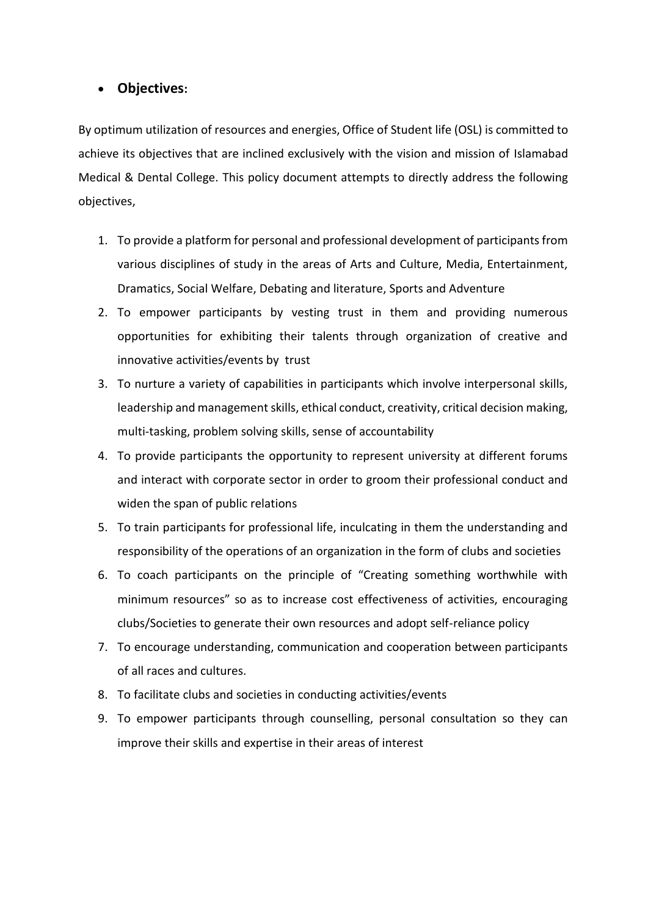- **Objectives:**

By optimum utilization of resources and energies, Office of Student life (OSL) is committed to achieve its objectives that are inclined exclusively with the vision and mission of Islamabad Medical & Dental College. This policy document attempts to directly address the following objectives,

1. To provide a platform for personal and professional development of participants from various disciplines of study in the areas of Arts and Culture, Media, Entertainment, Dramatics, Social Welfare, Debating and literature, Sports and Adventure
2. To empower participants by vesting trust in them and providing numerous opportunities for exhibiting their talents through organization of creative and innovative activities/events by trust
3. To nurture a variety of capabilities in participants which involve interpersonal skills, leadership and management skills, ethical conduct, creativity, critical decision making, multi-tasking, problem solving skills, sense of accountability
4. To provide participants the opportunity to represent university at different forums and interact with corporate sector in order to groom their professional conduct and widen the span of public relations
5. To train participants for professional life, inculcating in them the understanding and responsibility of the operations of an organization in the form of clubs and societies
6. To coach participants on the principle of "Creating something worthwhile with minimum resources" so as to increase cost effectiveness of activities, encouraging clubs/Societies to generate their own resources and adopt self-reliance policy
7. To encourage understanding, communication and cooperation between participants of all races and cultures.
8. To facilitate clubs and societies in conducting activities/events
9. To empower participants through counselling, personal consultation so they can improve their skills and expertise in their areas of interest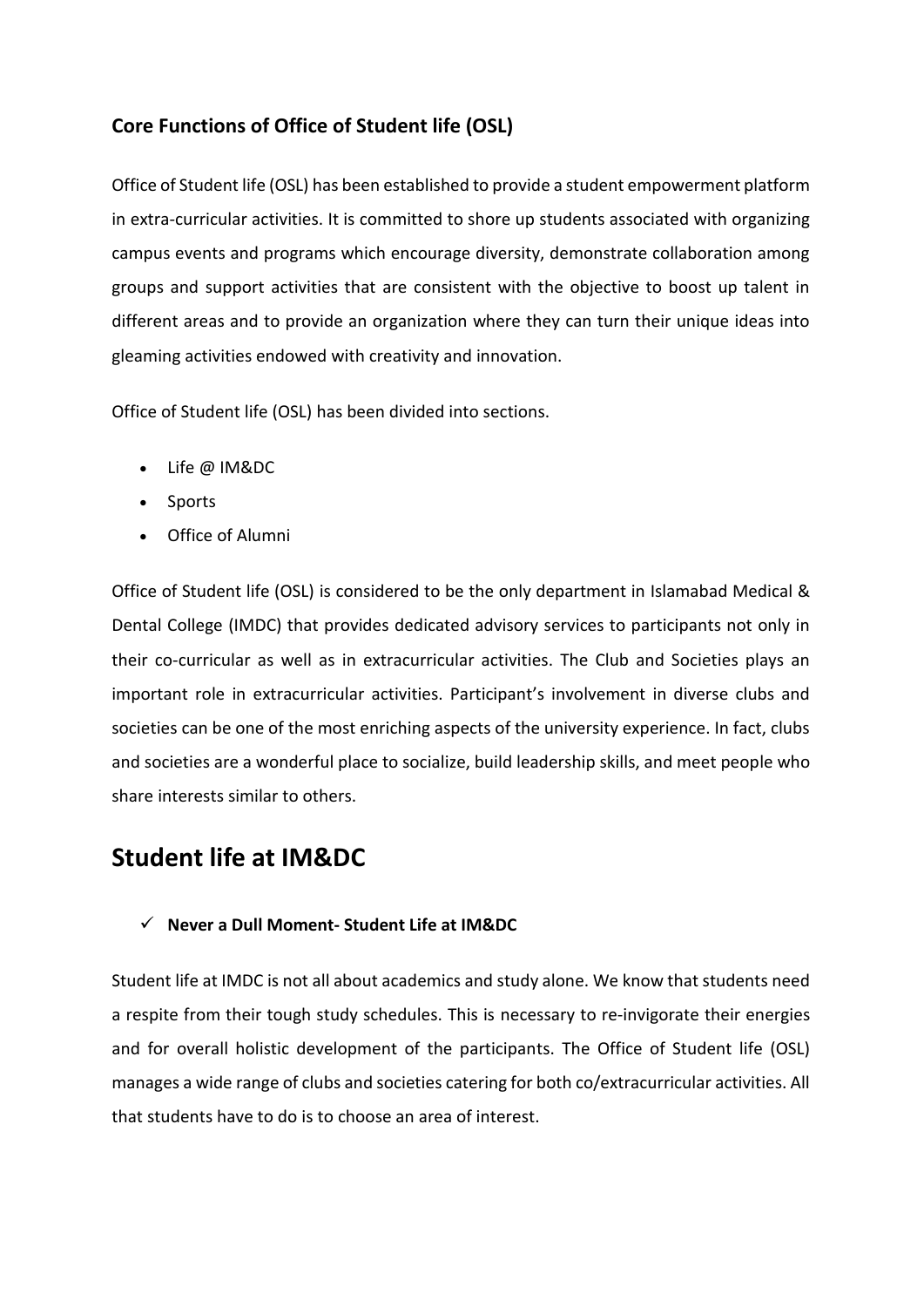### Core Functions of Office of Student life (OSL)

Office of Student life (OSL) has been established to provide a student empowerment platform in extra-curricular activities. It is committed to shore up students associated with organizing campus events and programs which encourage diversity, demonstrate collaboration among groups and support activities that are consistent with the objective to boost up talent in different areas and to provide an organization where they can turn their unique ideas into gleaming activities endowed with creativity and innovation.

Office of Student life (OSL) has been divided into sections.

- Life @ IM&DC
- Sports
- Office of Alumni

Office of Student life (OSL) is considered to be the only department in Islamabad Medical & Dental College (IMDC) that provides dedicated advisory services to participants not only in their co-curricular as well as in extracurricular activities. The Club and Societies plays an important role in extracurricular activities. Participant's involvement in diverse clubs and societies can be one of the most enriching aspects of the university experience. In fact, clubs and societies are a wonderful place to socialize, build leadership skills, and meet people who share interests similar to others.

## Student life at IM&DC

- ✓ **Never a Dull Moment- Student Life at IM&DC**

Student life at IMDC is not all about academics and study alone. We know that students need a respite from their tough study schedules. This is necessary to re-invigorate their energies and for overall holistic development of the participants. The Office of Student life (OSL) manages a wide range of clubs and societies catering for both co/extracurricular activities. All that students have to do is to choose an area of interest.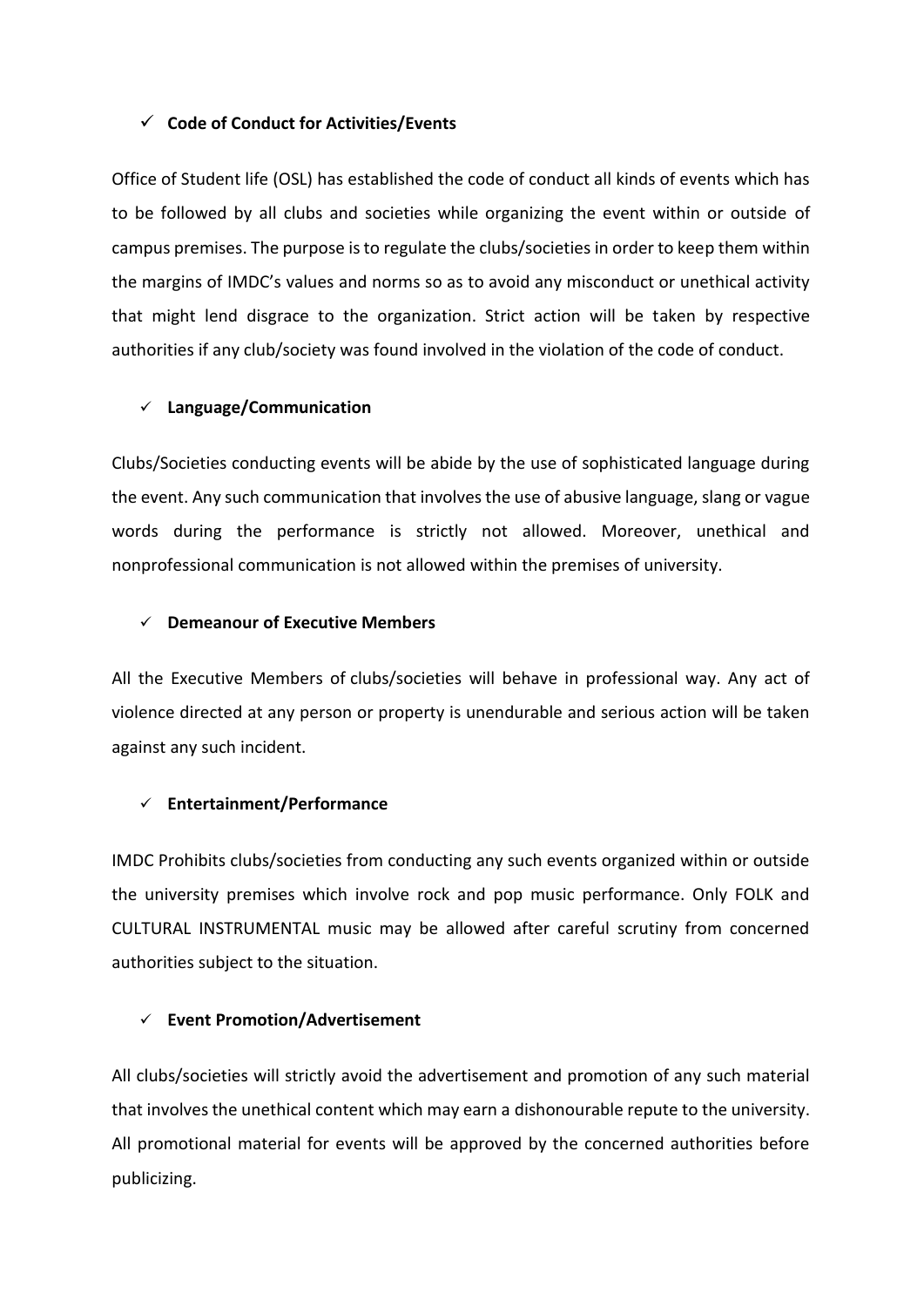### ✓ Code of Conduct for Activities/Events

Office of Student life (OSL) has established the code of conduct all kinds of events which has to be followed by all clubs and societies while organizing the event within or outside of campus premises. The purpose is to regulate the clubs/societies in order to keep them within the margins of IMDC's values and norms so as to avoid any misconduct or unethical activity that might lend disgrace to the organization. Strict action will be taken by respective authorities if any club/society was found involved in the violation of the code of conduct.

### ✓ Language/Communication

Clubs/Societies conducting events will be abide by the use of sophisticated language during the event. Any such communication that involves the use of abusive language, slang or vague words during the performance is strictly not allowed. Moreover, unethical and nonprofessional communication is not allowed within the premises of university.

### ✓ Demeanour of Executive Members

All the Executive Members of clubs/societies will behave in professional way. Any act of violence directed at any person or property is unendurable and serious action will be taken against any such incident.

### ✓ Entertainment/Performance

IMDC Prohibits clubs/societies from conducting any such events organized within or outside the university premises which involve rock and pop music performance. Only FOLK and CULTURAL INSTRUMENTAL music may be allowed after careful scrutiny from concerned authorities subject to the situation.

### ✓ Event Promotion/Advertisement

All clubs/societies will strictly avoid the advertisement and promotion of any such material that involves the unethical content which may earn a dishonourable repute to the university. All promotional material for events will be approved by the concerned authorities before publicizing.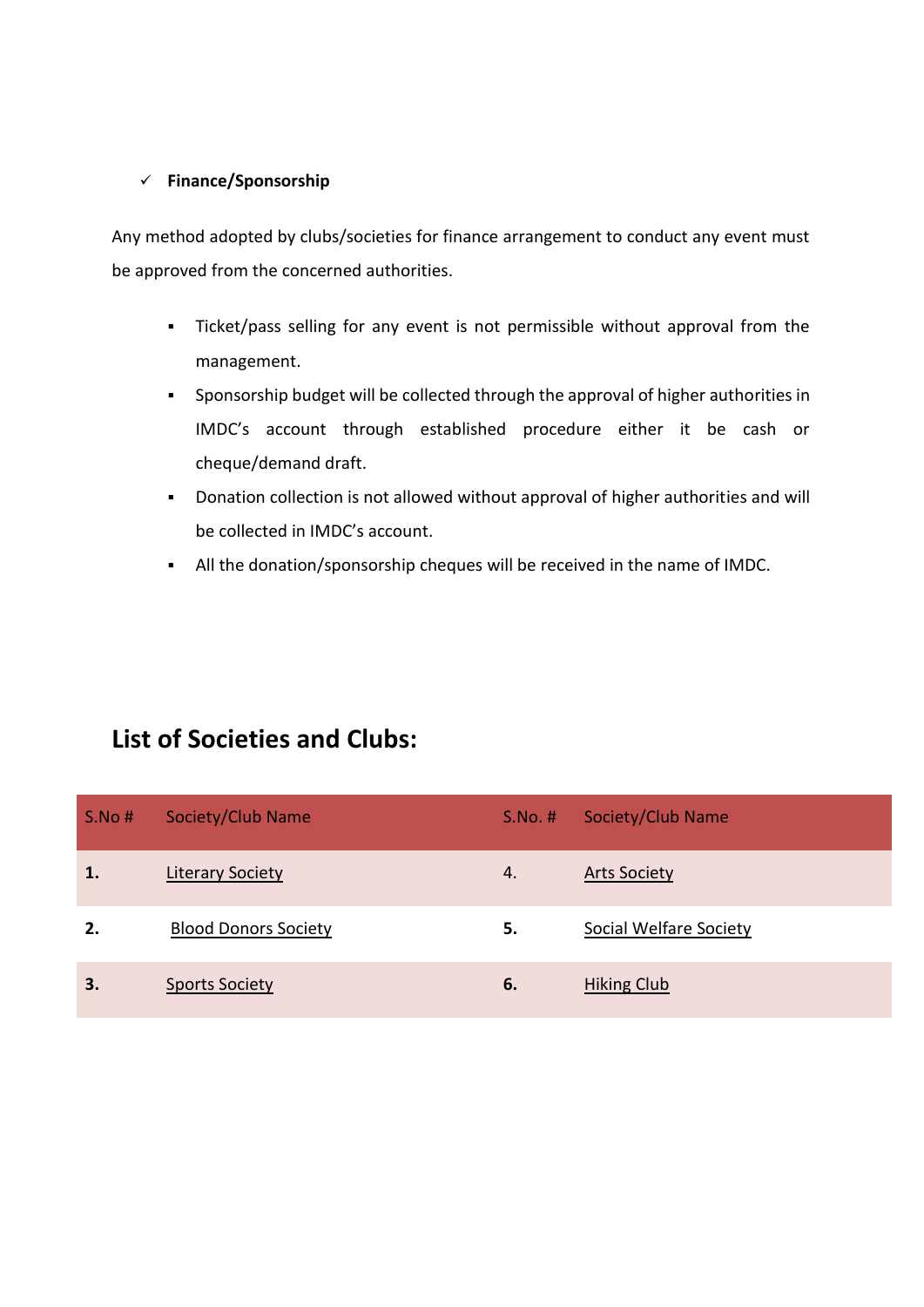- ✓ **Finance/Sponsorship**

Any method adopted by clubs/societies for finance arrangement to conduct any event must be approved from the concerned authorities.

- Ticket/pass selling for any event is not permissible without approval from the management.
- Sponsorship budget will be collected through the approval of higher authorities in IMDC's account through established procedure either it be cash or cheque/demand draft.
- Donation collection is not allowed without approval of higher authorities and will be collected in IMDC's account.
- All the donation/sponsorship cheques will be received in the name of IMDC.

## List of Societies and Clubs:

| S.No # | Society/Club Name | S.No. # | Society/Club Name |
|---|---|---|---|
| **1.** | Literary Society | 4. | Arts Society |
| **2.** | Blood Donors Society | **5.** | Social Welfare Society |
| **3.** | Sports Society | **6.** | Hiking Club |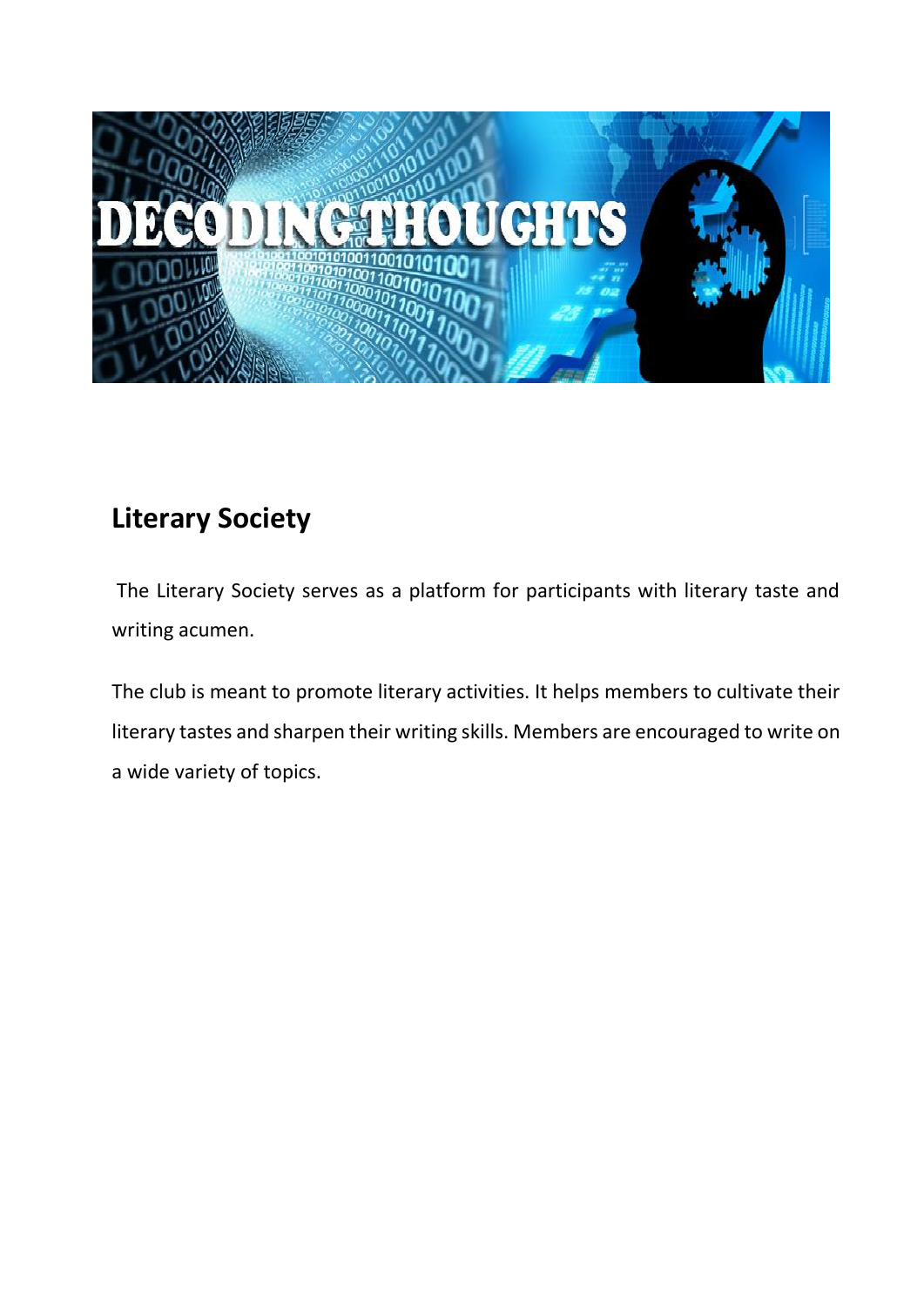## Literary Society

The Literary Society serves as a platform for participants with literary taste and writing acumen.

The club is meant to promote literary activities. It helps members to cultivate their literary tastes and sharpen their writing skills. Members are encouraged to write on a wide variety of topics.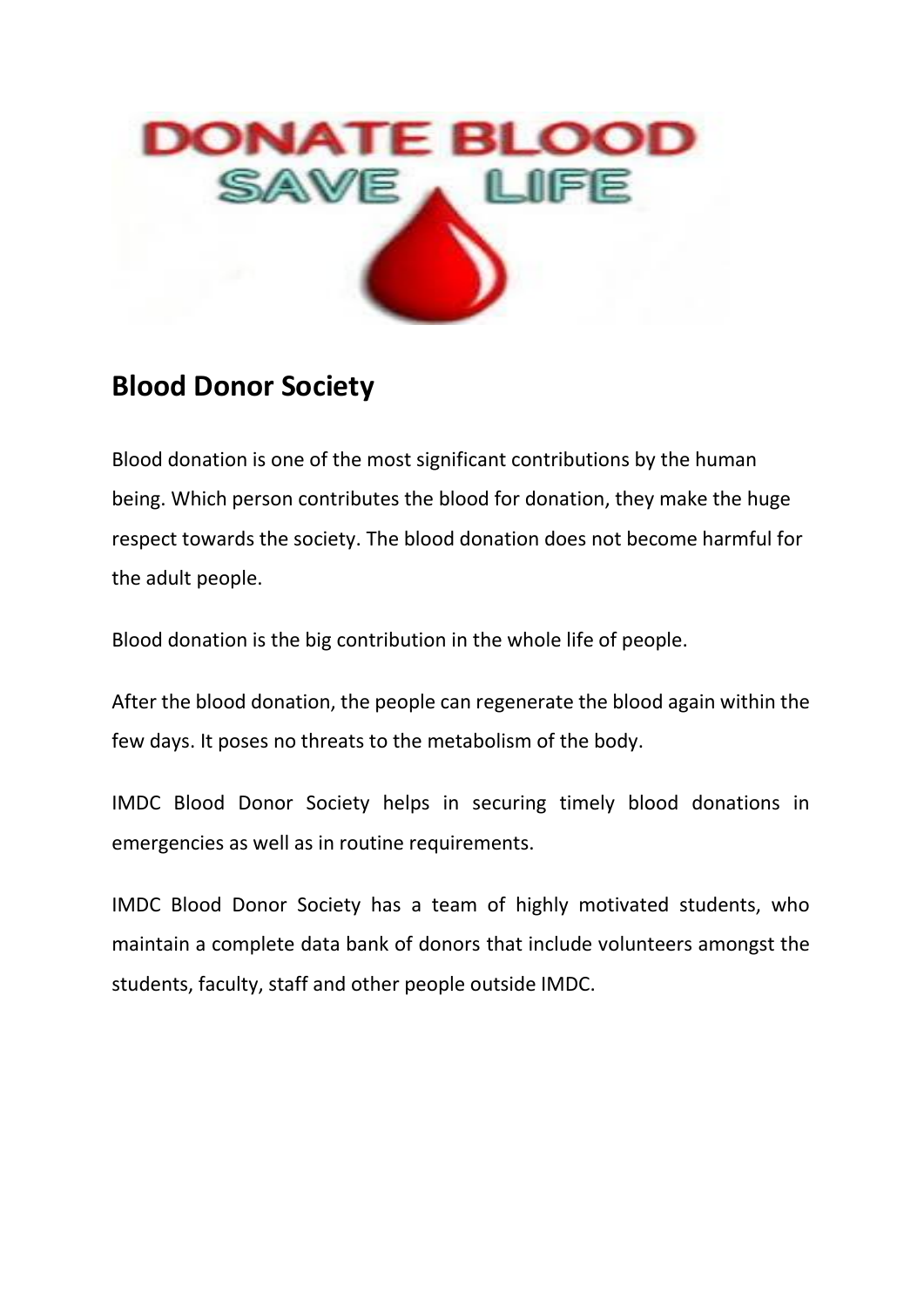## Blood Donor Society

Blood donation is one of the most significant contributions by the human being. Which person contributes the blood for donation, they make the huge respect towards the society. The blood donation does not become harmful for the adult people.

Blood donation is the big contribution in the whole life of people.

After the blood donation, the people can regenerate the blood again within the few days. It poses no threats to the metabolism of the body.

IMDC Blood Donor Society helps in securing timely blood donations in emergencies as well as in routine requirements.

IMDC Blood Donor Society has a team of highly motivated students, who maintain a complete data bank of donors that include volunteers amongst the students, faculty, staff and other people outside IMDC.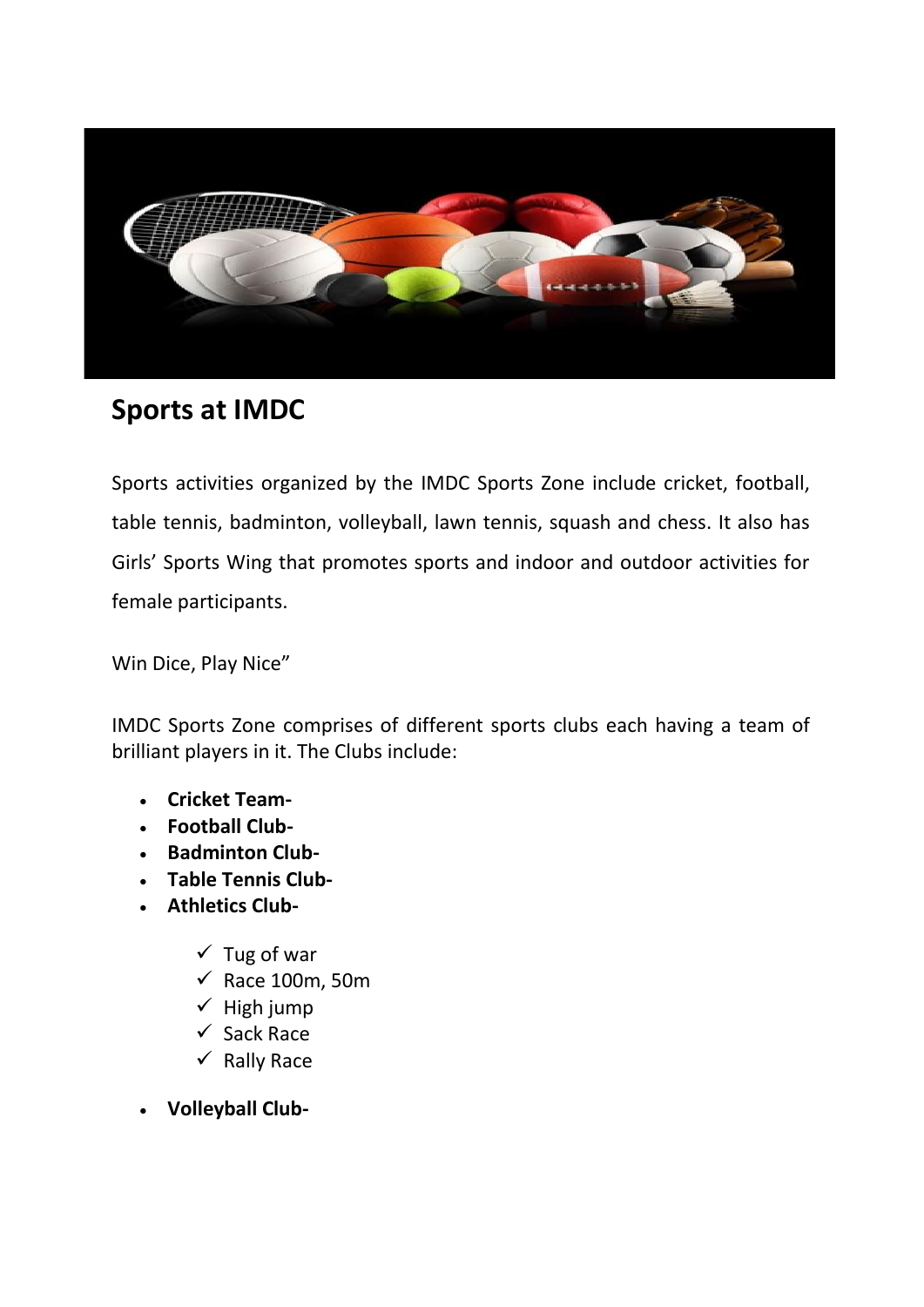## Sports at IMDC

Sports activities organized by the IMDC Sports Zone include cricket, football, table tennis, badminton, volleyball, lawn tennis, squash and chess. It also has Girls' Sports Wing that promotes sports and indoor and outdoor activities for female participants.

Win Dice, Play Nice"

IMDC Sports Zone comprises of different sports clubs each having a team of brilliant players in it. The Clubs include:

- **Cricket Team-**
- **Football Club-**
- **Badminton Club-**
- **Table Tennis Club-**
- **Athletics Club-**
    - ✓ Tug of war
    - ✓ Race 100m, 50m
    - ✓ High jump
    - ✓ Sack Race
    - ✓ Rally Race
- **Volleyball Club-**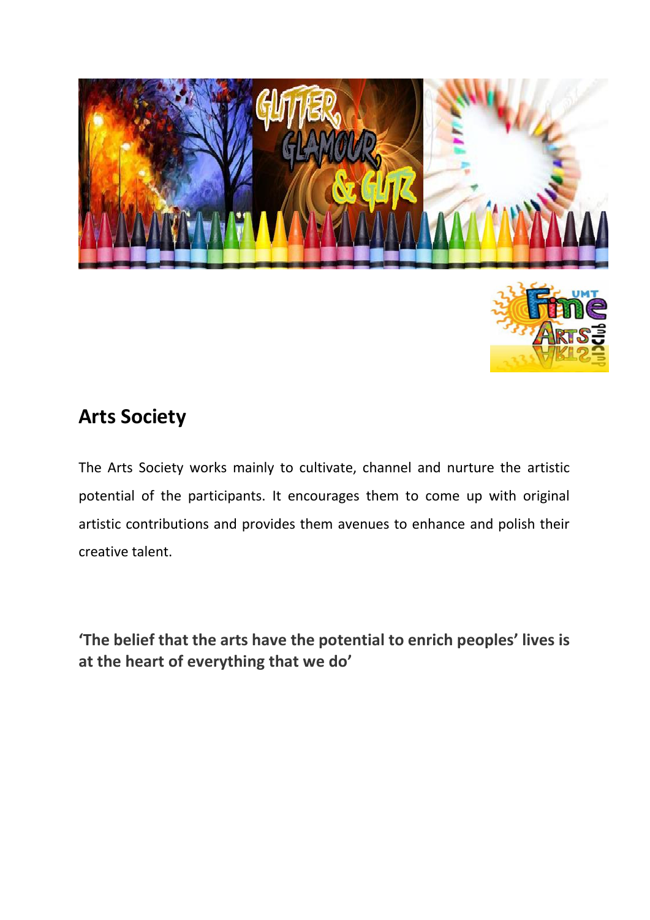## Arts Society

The Arts Society works mainly to cultivate, channel and nurture the artistic potential of the participants. It encourages them to come up with original artistic contributions and provides them avenues to enhance and polish their creative talent.

**'The belief that the arts have the potential to enrich peoples' lives is at the heart of everything that we do'**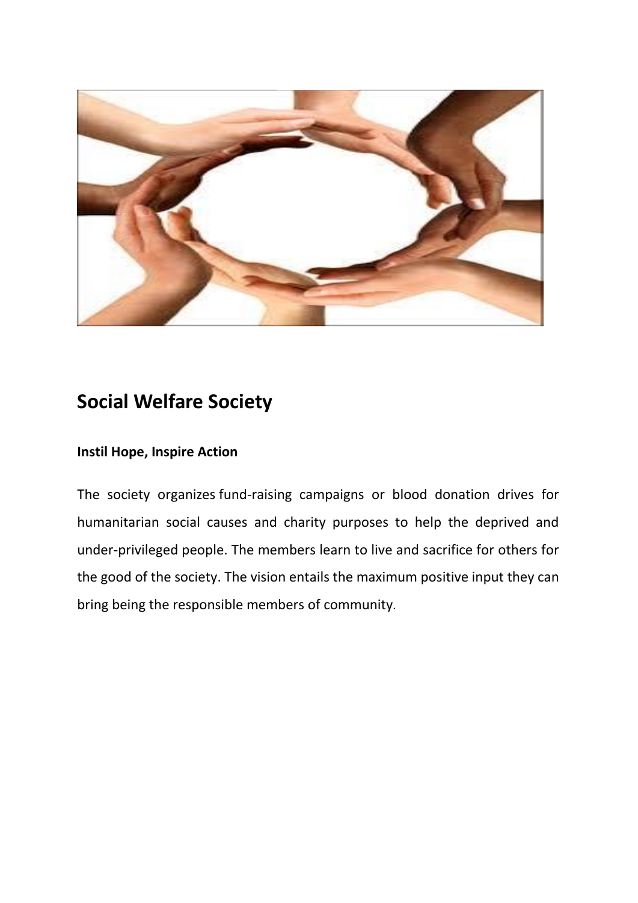## Social Welfare Society

**Instil Hope, Inspire Action**

The society organizes fund-raising campaigns or blood donation drives for humanitarian social causes and charity purposes to help the deprived and under-privileged people. The members learn to live and sacrifice for others for the good of the society. The vision entails the maximum positive input they can bring being the responsible members of community.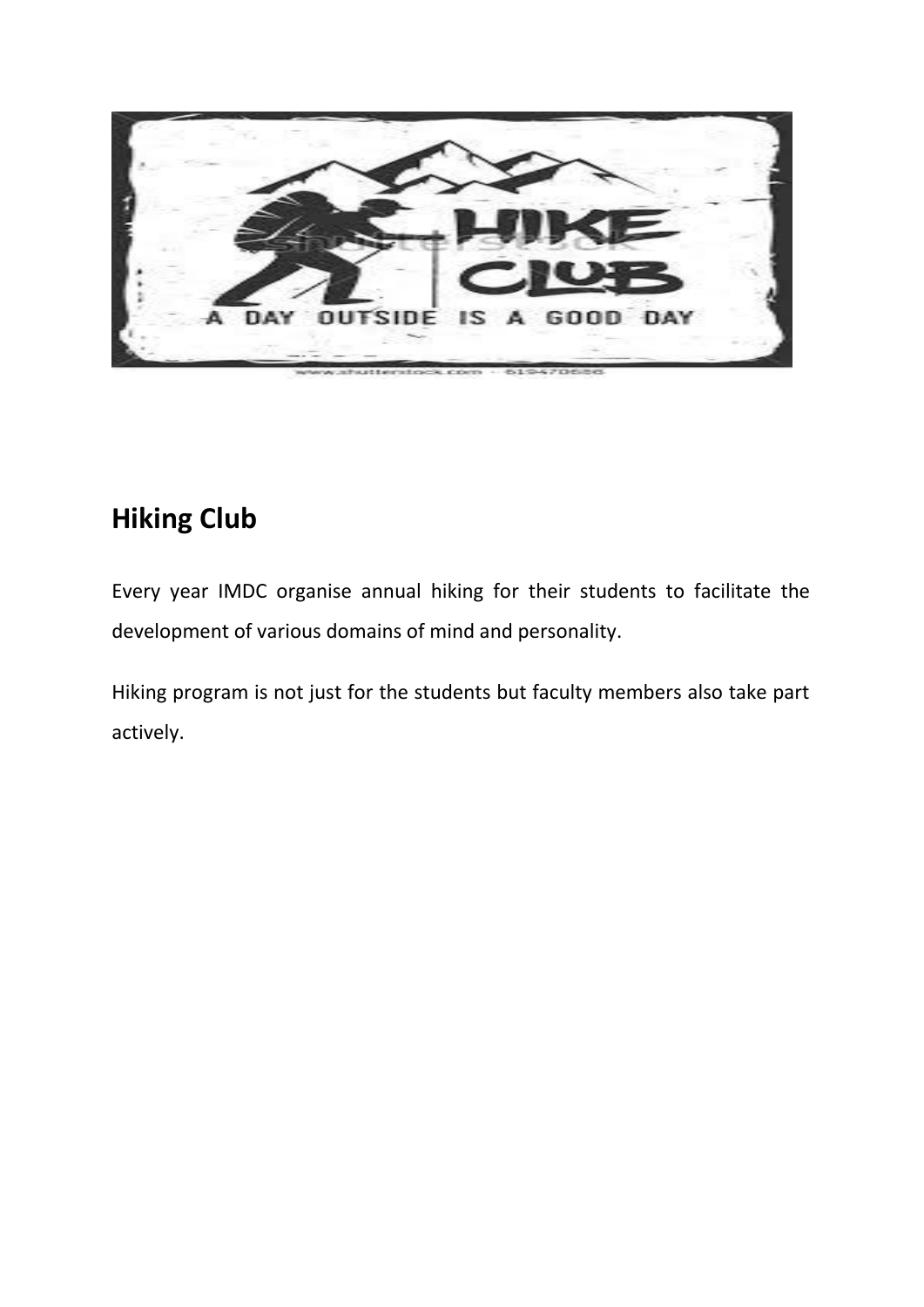## Hiking Club

Every year IMDC organise annual hiking for their students to facilitate the development of various domains of mind and personality.

Hiking program is not just for the students but faculty members also take part actively.